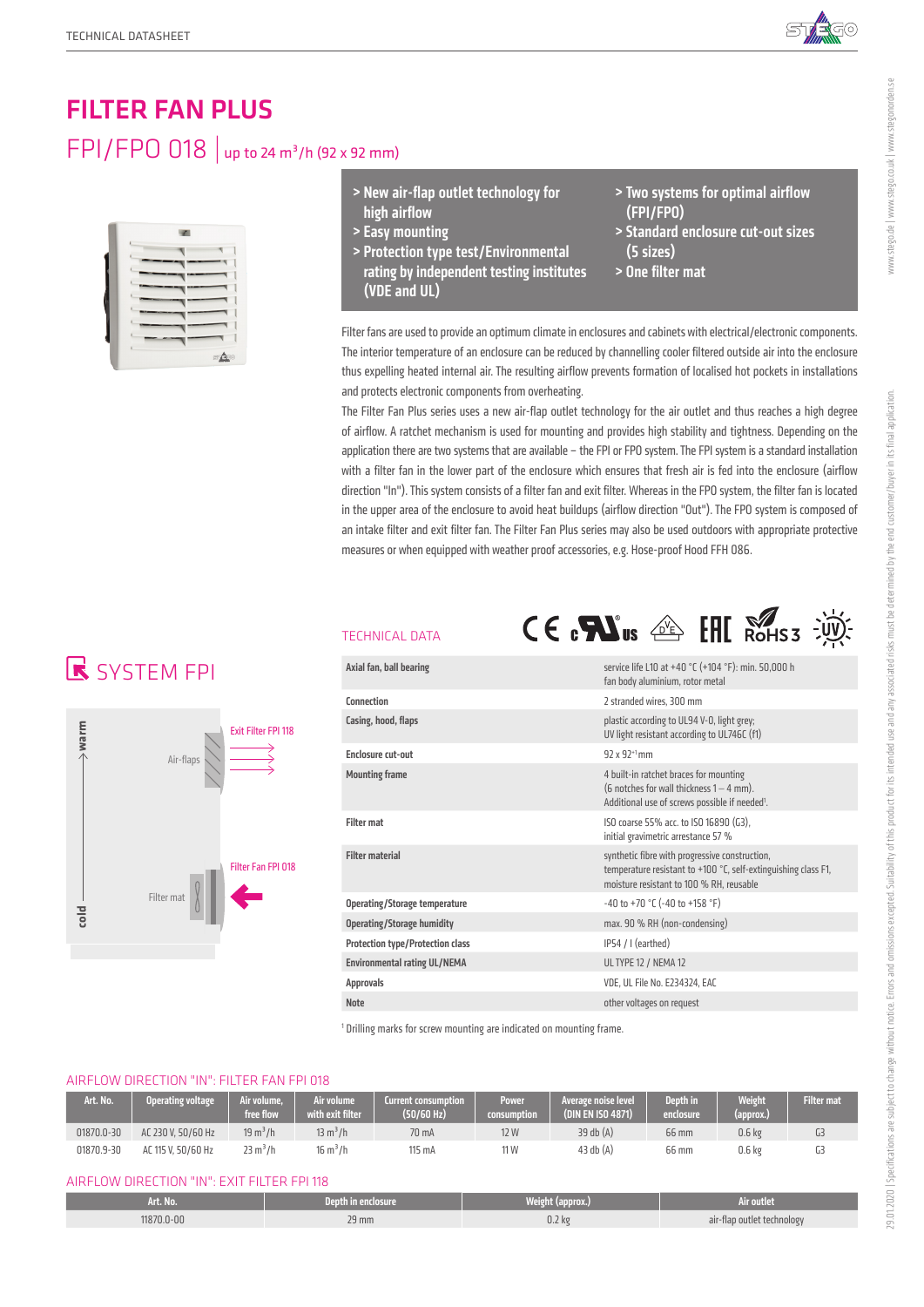# FILTER FAN PLUS

## FPI/FPO 018 | up to 24 m³/h (92 x 92 mm)

- > New air-flap outlet technology for high airflow
- > Easy mounting
- > Protection type test/Environmental rating by independent testing institutes (VDE and UL)
- > Two systems for optimal airflow (FPI/FPO)
- > Standard enclosure cut-out sizes (5 sizes)
- > One filter mat

Filter fans are used to provide an optimum climate in enclosures and cabinets with electrical/electronic components. The interior temperature of an enclosure can be reduced by channelling cooler filtered outside air into the enclosure thus expelling heated internal air. The resulting airflow prevents formation of localised hot pockets in installations and protects electronic components from overheating.

The Filter Fan Plus series uses a new air-flap outlet technology for the air outlet and thus reaches a high degree of airflow. A ratchet mechanism is used for mounting and provides high stability and tightness. Depending on the application there are two systems that are available – the FPI or FPO system. The FPI system is a standard installation with a filter fan in the lower part of the enclosure which ensures that fresh air is fed into the enclosure (airflow direction "In"). This system consists of a filter fan and exit filter. Whereas in the FPO system, the filter fan is located in the upper area of the enclosure to avoid heat buildups (airflow direction "Out"). The FPO system is composed of an intake filter and exit filter fan. The Filter Fan Plus series may also be used outdoors with appropriate protective measures or when equipped with weather proof accessories, e.g. Hose-proof Hood FFH 086.

## SYSTEM FPI

warm — Air-flaps — Exit Filter FPI 118

cold — Filter mat — Filter Fan FPI 018

## TECHNICAL DATA

| | |
|---|---|
| Axial fan, ball bearing | service life L10 at +40 °C (+104 °F): min. 50,000 h<br>fan body aluminium, rotor metal |
| Connection | 2 stranded wires, 300 mm |
| Casing, hood, flaps | plastic according to UL94 V-0, light grey;<br>UV light resistant according to UL746C (f1) |
| Enclosure cut-out | 92 x 92$^{+1}$ mm |
| Mounting frame | 4 built-in ratchet braces for mounting<br>(6 notches for wall thickness 1 – 4 mm).<br>Additional use of screws possible if needed[1]. |
| Filter mat | ISO coarse 55% acc. to ISO 16890 (G3),<br>initial gravimetric arrestance 57 % |
| Filter material | synthetic fibre with progressive construction,<br>temperature resistant to +100 °C, self-extinguishing class F1,<br>moisture resistant to 100 % RH, reusable |
| Operating/Storage temperature | -40 to +70 °C (-40 to +158 °F) |
| Operating/Storage humidity | max. 90 % RH (non-condensing) |
| Protection type/Protection class | IP54 / I (earthed) |
| Environmental rating UL/NEMA | UL TYPE 12 / NEMA 12 |
| Approvals | VDE, UL File No. E234324, EAC |
| Note | other voltages on request |

[1] Drilling marks for screw mounting are indicated on mounting frame.

## AIRFLOW DIRECTION "IN": FILTER FAN FPI 018

| Art. No. | Operating voltage | Air volume, free flow | Air volume with exit filter | Current consumption (50/60 Hz) | Power consumption | Average noise level (DIN EN ISO 4871) | Depth in enclosure | Weight (approx.) | Filter mat |
|---|---|---|---|---|---|---|---|---|---|
| 01870.0-30 | AC 230 V, 50/60 Hz | 19 m³/h | 13 m³/h | 70 mA | 12 W | 39 db (A) | 66 mm | 0.6 kg | G3 |
| 01870.9-30 | AC 115 V, 50/60 Hz | 23 m³/h | 16 m³/h | 115 mA | 11 W | 43 db (A) | 66 mm | 0.6 kg | G3 |

## AIRFLOW DIRECTION "IN": EXIT FILTER FPI 118

| Art. No. | Depth in enclosure | Weight (approx.) | Air outlet |
|---|---|---|---|
| 11870.0-00 | 29 mm | 0.2 kg | air-flap outlet technology |

29.01.2020 | Specifications are subject to change without notice. Errors and omissions excepted. Suitability of this product for its intended use and any associated risks must be determined by the end customer/buyer in its final application.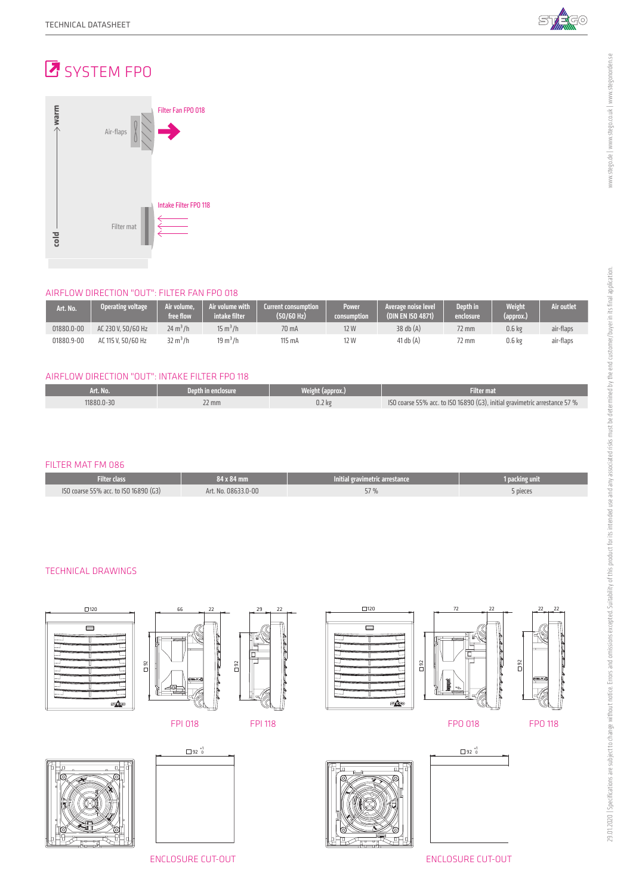# SYSTEM FPO

warm

cold

Air-flaps

Filter mat

Filter Fan FPO 018

Intake Filter FPO 118

## AIRFLOW DIRECTION "OUT": FILTER FAN FPO 018

| Art. No. | Operating voltage | Air volume, free flow | Air volume with intake filter | Current consumption (50/60 Hz) | Power consumption | Average noise level (DIN EN ISO 4871) | Depth in enclosure | Weight (approx.) | Air outlet |
|---|---|---|---|---|---|---|---|---|---|
| 01880.0-00 | AC 230 V, 50/60 Hz | 24 m³/h | 15 m³/h | 70 mA | 12 W | 38 db (A) | 72 mm | 0.6 kg | air-flaps |
| 01880.9-00 | AC 115 V, 50/60 Hz | 32 m³/h | 19 m³/h | 115 mA | 12 W | 41 db (A) | 72 mm | 0.6 kg | air-flaps |

## AIRFLOW DIRECTION "OUT": INTAKE FILTER FPO 118

| Art. No. | Depth in enclosure | Weight (approx.) | Filter mat |
|---|---|---|---|
| 11880.0-30 | 22 mm | 0.2 kg | ISO coarse 55% acc. to ISO 16890 (G3), initial gravimetric arrestance 57 % |

## FILTER MAT FM 086

| Filter class | 84 x 84 mm | Initial gravimetric arrestance | 1 packing unit |
|---|---|---|---|
| ISO coarse 55% acc. to ISO 16890 (G3) | Art. No. 08633.0-00 | 57 % | 5 pieces |

## TECHNICAL DRAWINGS

□120

66 22

29 22

□92

FPI 018

FPI 118

□120

72 22

22 22

□92

FPO 018

FPO 118

□92 +1/0

ENCLOSURE CUT-OUT

□92 +1/0

ENCLOSURE CUT-OUT

29.01.2020 | Specifications are subject to change without notice. Errors and omissions excepted. Suitability of this product for its intended use and any associated risks must be determined by the end customer/buyer in its final application.